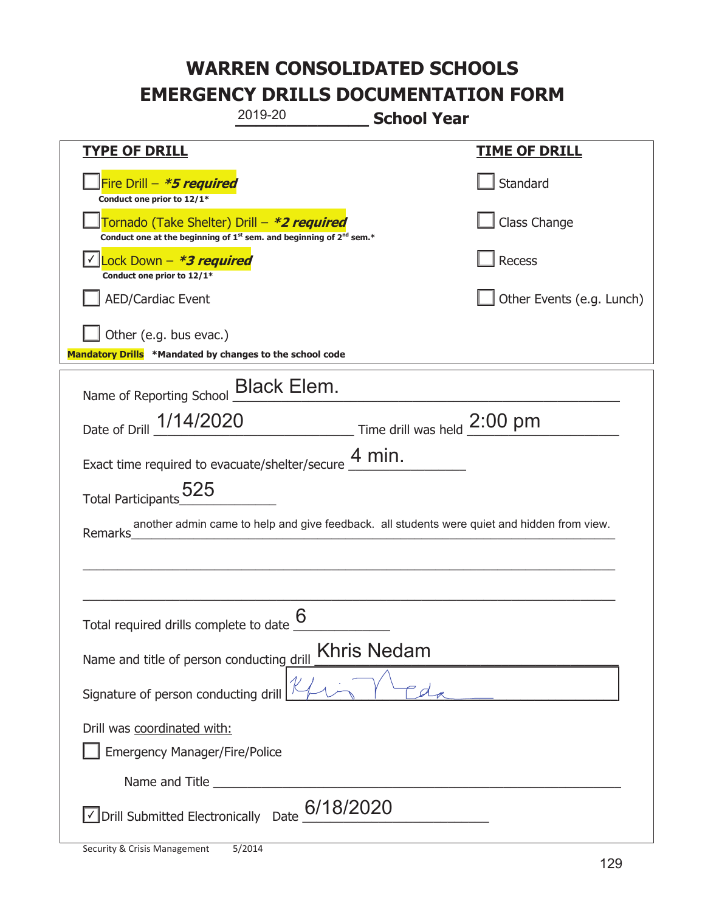# WARREN CONSOLIDATED SCHOOLS
# EMERGENCY DRILLS DOCUMENTATION FORM

2019-20 **School Year**

| TYPE OF DRILL | TIME OF DRILL |
|---|---|
| ☐ Fire Drill – ***5 required*** <br> **Conduct one prior to 12/1*** | ☐ Standard |
| ☐ Tornado (Take Shelter) Drill – ***2 required*** <br> **Conduct one at the beginning of 1st sem. and beginning of 2nd sem.*** | ☐ Class Change |
| ☑ Lock Down – ***3 required*** <br> **Conduct one prior to 12/1*** | ☐ Recess |
| ☐ AED/Cardiac Event | ☐ Other Events (e.g. Lunch) |
| ☐ Other (e.g. bus evac.) | |

**Mandatory Drills** **\*Mandated by changes to the school code**

Name of Reporting School: Black Elem.

Date of Drill: 1/14/2020 Time drill was held: 2:00 pm

Exact time required to evacuate/shelter/secure: 4 min.

Total Participants: 525

Remarks: another admin came to help and give feedback. all students were quiet and hidden from view.

Total required drills complete to date: 6

Name and title of person conducting drill: Khris Nedam

Signature of person conducting drill: [signature]

Drill was coordinated with:

☐ Emergency Manager/Fire/Police

Name and Title: ______

☑ Drill Submitted Electronically Date: 6/18/2020

Security & Crisis Management 5/2014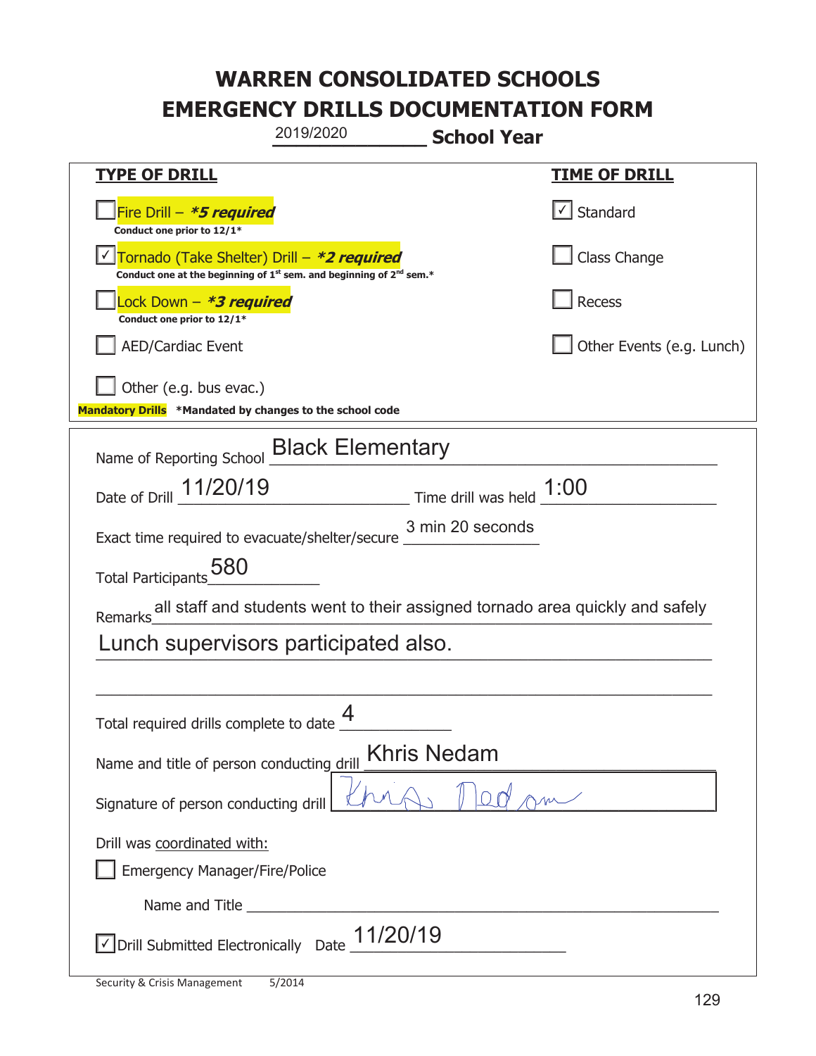# WARREN CONSOLIDATED SCHOOLS
# EMERGENCY DRILLS DOCUMENTATION FORM

2019/2020 **School Year**

| **TYPE OF DRILL** | **TIME OF DRILL** |
|---|---|
| ☐ Fire Drill – ***5 required*** <br> **Conduct one prior to 12/1*** | ☑ Standard |
| ☑ Tornado (Take Shelter) Drill – ***2 required*** <br> **Conduct one at the beginning of 1st sem. and beginning of 2nd sem.*** | ☐ Class Change |
| ☐ Lock Down – ***3 required*** <br> **Conduct one prior to 12/1*** | ☐ Recess |
| ☐ AED/Cardiac Event | ☐ Other Events (e.g. Lunch) |
| ☐ Other (e.g. bus evac.) | |

**Mandatory Drills** **\*Mandated by changes to the school code**

Name of Reporting School: Black Elementary

Date of Drill: 11/20/19  Time drill was held: 1:00

Exact time required to evacuate/shelter/secure: 3 min 20 seconds

Total Participants: 580

Remarks: all staff and students went to their assigned tornado area quickly and safely Lunch supervisors participated also.

Total required drills complete to date: 4

Name and title of person conducting drill: Khris Nedam

Signature of person conducting drill: Khris Nedam

Drill was coordinated with:

☐ Emergency Manager/Fire/Police

Name and Title: ______

☑ Drill Submitted Electronically  Date: 11/20/19

Security & Crisis Management 5/2014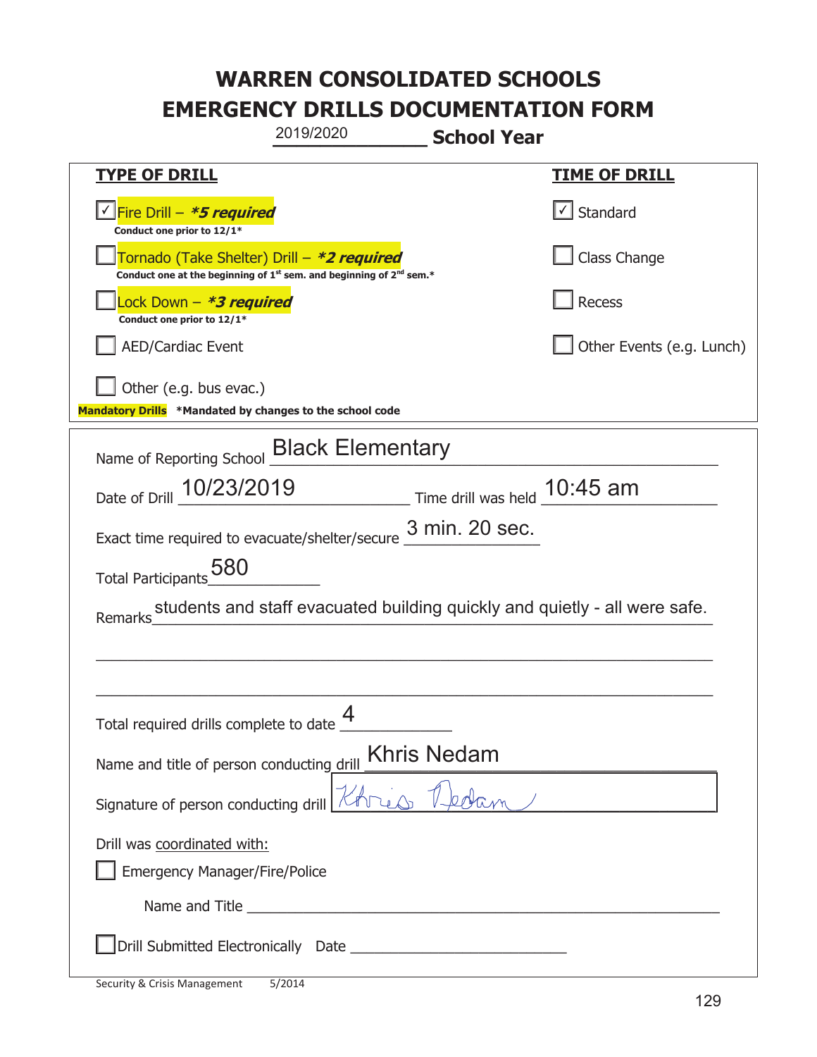# WARREN CONSOLIDATED SCHOOLS
# EMERGENCY DRILLS DOCUMENTATION FORM

2019/2020 **School Year**

| **TYPE OF DRILL** | **TIME OF DRILL** |
|---|---|
| ☑ Fire Drill – ***5 required*** <br> **Conduct one prior to 12/1*** | ☑ Standard |
| ☐ Tornado (Take Shelter) Drill – ***2 required*** <br> **Conduct one at the beginning of 1st sem. and beginning of 2nd sem.*** | ☐ Class Change |
| ☐ Lock Down – ***3 required*** <br> **Conduct one prior to 12/1*** | ☐ Recess |
| ☐ AED/Cardiac Event | ☐ Other Events (e.g. Lunch) |
| ☐ Other (e.g. bus evac.) | |

**Mandatory Drills** **\*Mandated by changes to the school code**

Name of Reporting School: Black Elementary

Date of Drill: 10/23/2019 Time drill was held: 10:45 am

Exact time required to evacuate/shelter/secure: 3 min. 20 sec.

Total Participants: 580

Remarks: students and staff evacuated building quickly and quietly - all were safe.

Total required drills complete to date: 4

Name and title of person conducting drill: Khris Nedam

Signature of person conducting drill: Khris Nedam

Drill was coordinated with:

☐ Emergency Manager/Fire/Police

Name and Title ____________________

☐ Drill Submitted Electronically Date ____________________

Security & Crisis Management 5/2014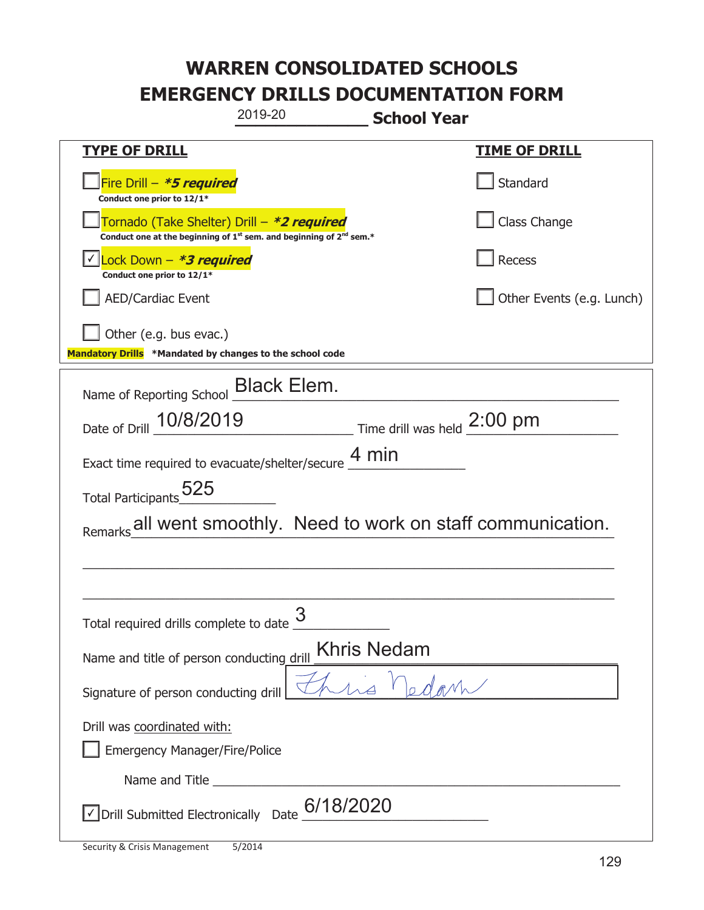# WARREN CONSOLIDATED SCHOOLS
# EMERGENCY DRILLS DOCUMENTATION FORM

2019-20 **School Year**

| **TYPE OF DRILL** | **TIME OF DRILL** |
|---|---|
| ☐ Fire Drill – ***5 required*** <br> **Conduct one prior to 12/1*** | ☐ Standard |
| ☐ Tornado (Take Shelter) Drill – ***2 required*** <br> **Conduct one at the beginning of 1st sem. and beginning of 2nd sem.*** | ☐ Class Change |
| ☑ Lock Down – ***3 required*** <br> **Conduct one prior to 12/1*** | ☐ Recess |
| ☐ AED/Cardiac Event | ☐ Other Events (e.g. Lunch) |
| ☐ Other (e.g. bus evac.) | |

**Mandatory Drills** **\*Mandated by changes to the school code**

Name of Reporting School: Black Elem.

Date of Drill: 10/8/2019 Time drill was held: 2:00 pm

Exact time required to evacuate/shelter/secure: 4 min

Total Participants: 525

Remarks: all went smoothly. Need to work on staff communication.

Total required drills complete to date: 3

Name and title of person conducting drill: Khris Nedam

Signature of person conducting drill: Khris Nedam

Drill was coordinated with:

☐ Emergency Manager/Fire/Police

Name and Title: ______

☑ Drill Submitted Electronically Date: 6/18/2020

Security & Crisis Management 5/2014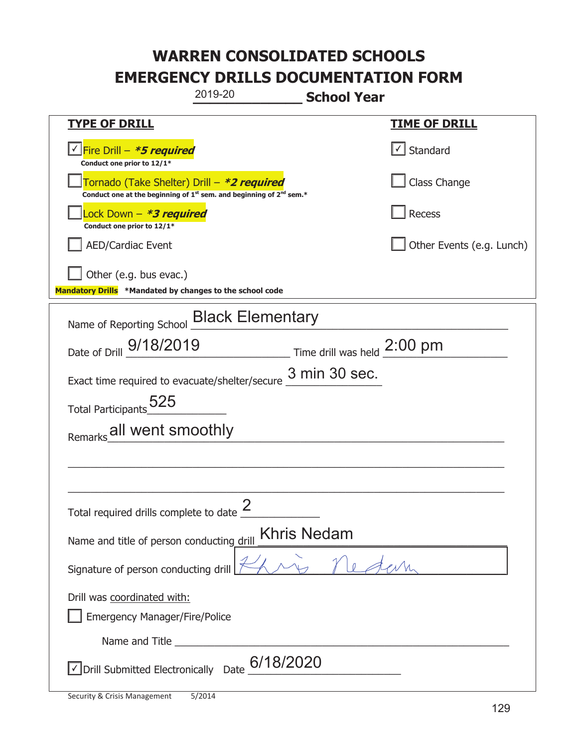# WARREN CONSOLIDATED SCHOOLS
# EMERGENCY DRILLS DOCUMENTATION FORM

2019-20 **School Year**

| **TYPE OF DRILL** | **TIME OF DRILL** |
|---|---|
| ☑ Fire Drill – ***5 required*** <br> **Conduct one prior to 12/1*** | ☑ Standard |
| ☐ Tornado (Take Shelter) Drill – ***2 required*** <br> **Conduct one at the beginning of 1st sem. and beginning of 2nd sem.*** | ☐ Class Change |
| ☐ Lock Down – ***3 required*** <br> **Conduct one prior to 12/1*** | ☐ Recess |
| ☐ AED/Cardiac Event | ☐ Other Events (e.g. Lunch) |
| ☐ Other (e.g. bus evac.) | |

**Mandatory Drills** **\*Mandated by changes to the school code**

Name of Reporting School: Black Elementary

Date of Drill: 9/18/2019 Time drill was held: 2:00 pm

Exact time required to evacuate/shelter/secure: 3 min 30 sec.

Total Participants: 525

Remarks: all went smoothly

Total required drills complete to date: 2

Name and title of person conducting drill: Khris Nedam

Signature of person conducting drill: Khris Nedam

Drill was coordinated with:

☐ Emergency Manager/Fire/Police

Name and Title: ______

☑ Drill Submitted Electronically Date: 6/18/2020

Security & Crisis Management 5/2014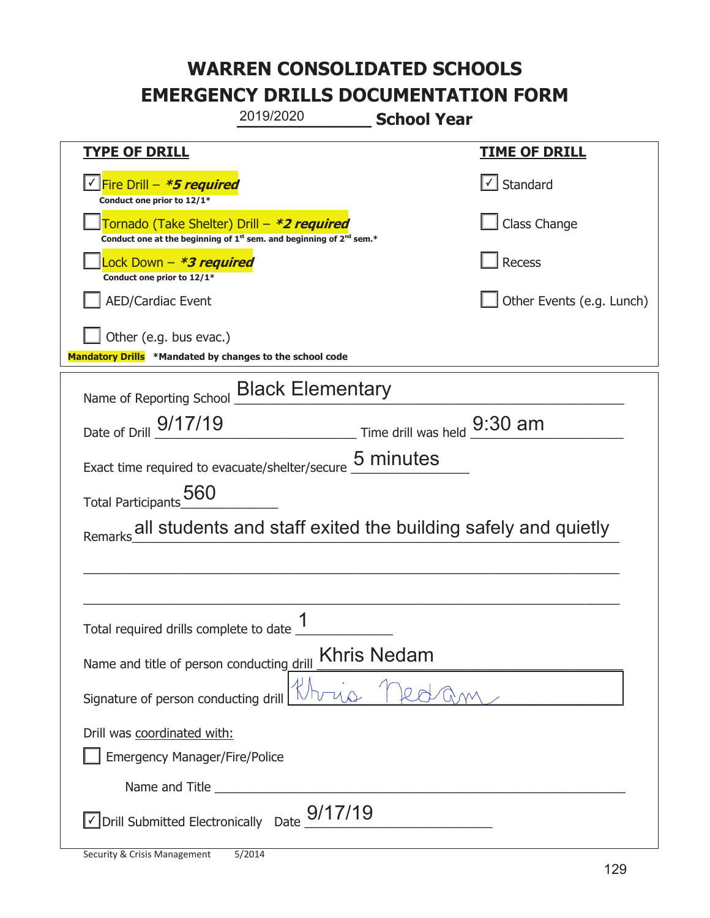# WARREN CONSOLIDATED SCHOOLS
# EMERGENCY DRILLS DOCUMENTATION FORM

2019/2020 **School Year**

| **TYPE OF DRILL** | **TIME OF DRILL** |
|---|---|
| ☑ Fire Drill – ***5 required*** <br> **Conduct one prior to 12/1*** | ☑ Standard |
| ☐ Tornado (Take Shelter) Drill – ***2 required*** <br> **Conduct one at the beginning of 1st sem. and beginning of 2nd sem.*** | ☐ Class Change |
| ☐ Lock Down – ***3 required*** <br> **Conduct one prior to 12/1*** | ☐ Recess |
| ☐ AED/Cardiac Event | ☐ Other Events (e.g. Lunch) |
| ☐ Other (e.g. bus evac.) | |

**Mandatory Drills** **\*Mandated by changes to the school code**

Name of Reporting School: Black Elementary

Date of Drill: 9/17/19 Time drill was held: 9:30 am

Exact time required to evacuate/shelter/secure: 5 minutes

Total Participants: 560

Remarks: all students and staff exited the building safely and quietly

Total required drills complete to date: 1

Name and title of person conducting drill: Khris Nedam

Signature of person conducting drill: Khris Nedam

Drill was coordinated with:

☐ Emergency Manager/Fire/Police

Name and Title: \_\_\_\_\_\_\_\_\_\_

☑ Drill Submitted Electronically Date: 9/17/19

Security & Crisis Management 5/2014